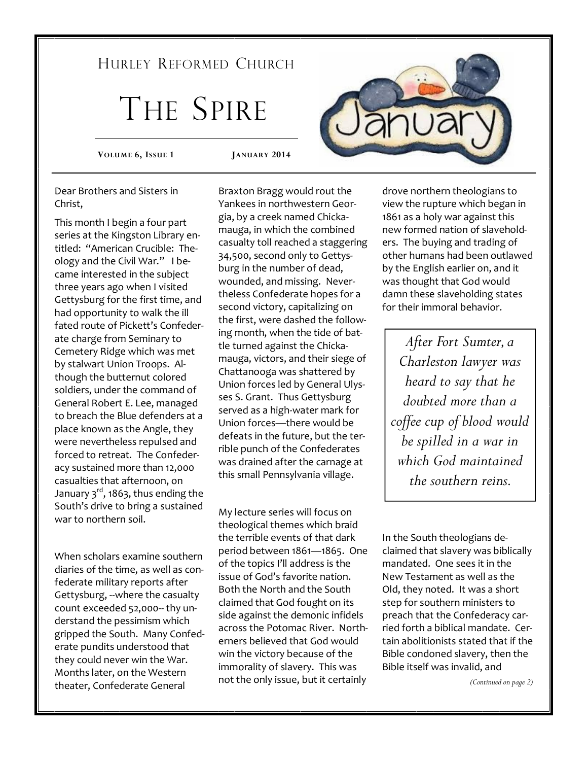# Hurley Reformed Church

# The Spire

**Volume 6, Issue 1** **January 2014**

Dear Brothers and Sisters in Christ,

This month I begin a four part series at the Kingston Library entitled: "American Crucible: Theology and the Civil War." I became interested in the subject three years ago when I visited Gettysburg for the first time, and had opportunity to walk the ill fated route of Pickett's Confederate charge from Seminary to Cemetery Ridge which was met by stalwart Union Troops. Although the butternut colored soldiers, under the command of General Robert E. Lee, managed to breach the Blue defenders at a place known as the Angle, they were nevertheless repulsed and forced to retreat. The Confederacy sustained more than 12,000 casualties that afternoon, on January 3rd, 1863, thus ending the South's drive to bring a sustained war to northern soil.

When scholars examine southern diaries of the time, as well as confederate military reports after Gettysburg, --where the casualty count exceeded 52,000-- thy understand the pessimism which gripped the South. Many Confederate pundits understood that they could never win the War. Months later, on the Western theater, Confederate General Braxton Bragg would rout the Yankees in northwestern Georgia, by a creek named Chickamauga, in which the combined casualty toll reached a staggering 34,500, second only to Gettysburg in the number of dead, wounded, and missing. Nevertheless Confederate hopes for a second victory, capitalizing on the first, were dashed the following month, when the tide of battle turned against the Chickamauga, victors, and their siege of Chattanooga was shattered by Union forces led by General Ulysses S. Grant. Thus Gettysburg served as a high-water mark for Union forces—there would be defeats in the future, but the terrible punch of the Confederates was drained after the carnage at this small Pennsylvania village.

My lecture series will focus on theological themes which braid the terrible events of that dark period between 1861—1865. One of the topics I'll address is the issue of God's favorite nation. Both the North and the South claimed that God fought on its side against the demonic infidels across the Potomac River. Northerners believed that God would win the victory because of the immorality of slavery. This was not the only issue, but it certainly drove northern theologians to view the rupture which began in 1861 as a holy war against this new formed nation of slaveholders. The buying and trading of other humans had been outlawed by the English earlier on, and it was thought that God would damn these slaveholding states for their immoral behavior.

> *After Fort Sumter, a Charleston lawyer was heard to say that he doubted more than a coffee cup of blood would be spilled in a war in which God maintained the southern reins.*

In the South theologians declaimed that slavery was biblically mandated. One sees it in the New Testament as well as the Old, they noted. It was a short step for southern ministers to preach that the Confederacy carried forth a biblical mandate. Certain abolitionists stated that if the Bible condoned slavery, then the Bible itself was invalid, and

*(Continued on page 2)*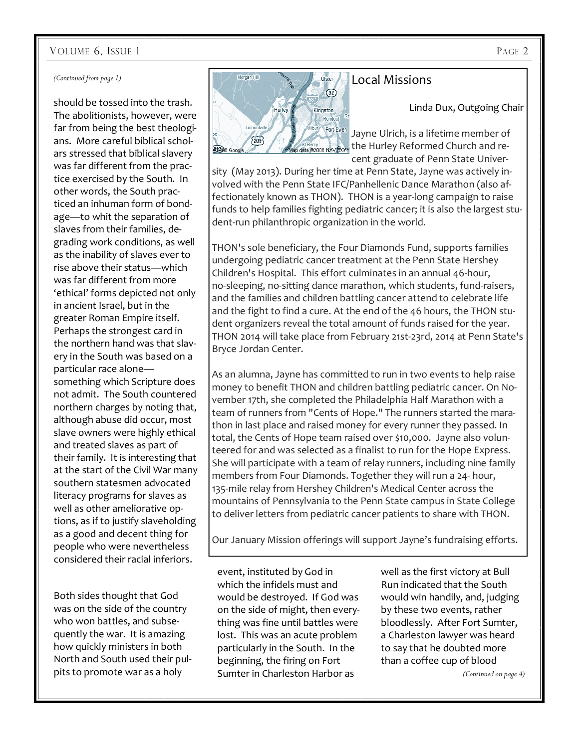*(Continued from page 1)*

should be tossed into the trash. The abolitionists, however, were far from being the best theologians. More careful biblical scholars stressed that biblical slavery was far different from the practice exercised by the South. In other words, the South practiced an inhuman form of bondage—to whit the separation of slaves from their families, degrading work conditions, as well as the inability of slaves ever to rise above their status—which was far different from more 'ethical' forms depicted not only in ancient Israel, but in the greater Roman Empire itself. Perhaps the strongest card in the northern hand was that slavery in the South was based on a particular race alone—something which Scripture does not admit. The South countered northern charges by noting that, although abuse did occur, most slave owners were highly ethical and treated slaves as part of their family. It is interesting that at the start of the Civil War many southern statesmen advocated literacy programs for slaves as well as other ameliorative options, as if to justify slaveholding as a good and decent thing for people who were nevertheless considered their racial inferiors.

Both sides thought that God was on the side of the country who won battles, and subsequently the war. It is amazing how quickly ministers in both North and South used their pulpits to promote war as a holy event, instituted by God in which the infidels must and would be destroyed. If God was on the side of might, then everything was fine until battles were lost. This was an acute problem particularly in the South. In the beginning, the firing on Fort Sumter in Charleston Harbor as well as the first victory at Bull Run indicated that the South would win handily, and, judging by these two events, rather bloodlessly. After Fort Sumter, a Charleston lawyer was heard to say that he doubted more than a coffee cup of blood

*(Continued on page 4)*

## Local Missions

Linda Dux, Outgoing Chair

Jayne Ulrich, is a lifetime member of the Hurley Reformed Church and recent graduate of Penn State University (May 2013). During her time at Penn State, Jayne was actively involved with the Penn State IFC/Panhellenic Dance Marathon (also affectionately known as THON). THON is a year-long campaign to raise funds to help families fighting pediatric cancer; it is also the largest student-run philanthropic organization in the world.

THON's sole beneficiary, the Four Diamonds Fund, supports families undergoing pediatric cancer treatment at the Penn State Hershey Children's Hospital. This effort culminates in an annual 46-hour, no-sleeping, no-sitting dance marathon, which students, fund-raisers, and the families and children battling cancer attend to celebrate life and the fight to find a cure. At the end of the 46 hours, the THON student organizers reveal the total amount of funds raised for the year. THON 2014 will take place from February 21st-23rd, 2014 at Penn State's Bryce Jordan Center.

As an alumna, Jayne has committed to run in two events to help raise money to benefit THON and children battling pediatric cancer. On November 17th, she completed the Philadelphia Half Marathon with a team of runners from "Cents of Hope." The runners started the marathon in last place and raised money for every runner they passed. In total, the Cents of Hope team raised over $10,000. Jayne also volunteered for and was selected as a finalist to run for the Hope Express. She will participate with a team of relay runners, including nine family members from Four Diamonds. Together they will run a 24- hour, 135-mile relay from Hershey Children's Medical Center across the mountains of Pennsylvania to the Penn State campus in State College to deliver letters from pediatric cancer patients to share with THON.

Our January Mission offerings will support Jayne's fundraising efforts.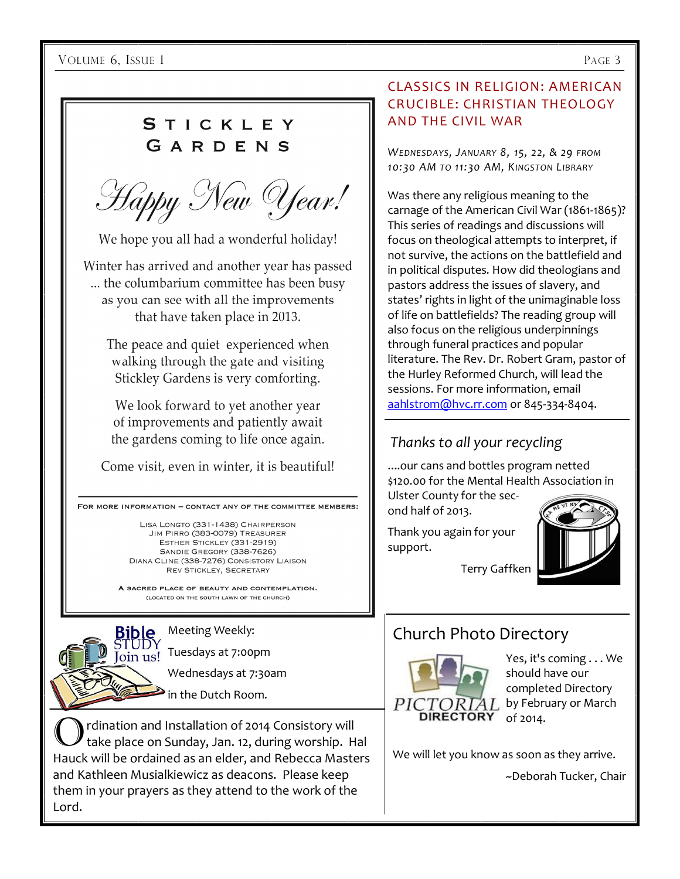## Stickley Gardens

*Happy New Year!*

We hope you all had a wonderful holiday!

Winter has arrived and another year has passed ... the columbarium committee has been busy as you can see with all the improvements that have taken place in 2013.

The peace and quiet experienced when walking through the gate and visiting Stickley Gardens is very comforting.

We look forward to yet another year of improvements and patiently await the gardens coming to life once again.

Come visit, even in winter, it is beautiful!

For more information – contact any of the committee members:

Lisa Longto (331-1438) Chairperson
Jim Pirro (383-0079) Treasurer
Esther Stickley (331-2919)
Sandie Gregory (338-7626)
Diana Cline (338-7276) Consistory Liaison
Rev Stickley, Secretary

A sacred place of beauty and contemplation.
(Located on the south lawn of the church)

**Bible STUDY Join us!**

Meeting Weekly:
Tuesdays at 7:00pm
Wednesdays at 7:30am
in the Dutch Room.

Ordination and Installation of 2014 Consistory will take place on Sunday, Jan. 12, during worship. Hal Hauck will be ordained as an elder, and Rebecca Masters and Kathleen Musialkiewicz as deacons. Please keep them in your prayers as they attend to the work of the Lord.

## Classics in Religion: American Crucible: Christian Theology and the Civil War

*Wednesdays, January 8, 15, 22, & 29 from 10:30 AM to 11:30 AM, Kingston Library*

Was there any religious meaning to the carnage of the American Civil War (1861-1865)? This series of readings and discussions will focus on theological attempts to interpret, if not survive, the actions on the battlefield and in political disputes. How did theologians and pastors address the issues of slavery, and states' rights in light of the unimaginable loss of life on battlefields? The reading group will also focus on the religious underpinnings through funeral practices and popular literature. The Rev. Dr. Robert Gram, pastor of the Hurley Reformed Church, will lead the sessions. For more information, email aahlstrom@hvc.rr.com or 845-334-8404.

### *Thanks to all your recycling*

....our cans and bottles program netted $120.00 for the Mental Health Association in Ulster County for the second half of 2013.

Thank you again for your support.

Terry Gaffken

## Church Photo Directory

Yes, it's coming . . . We should have our completed Directory by February or March of 2014.

We will let you know as soon as they arrive.

~Deborah Tucker, Chair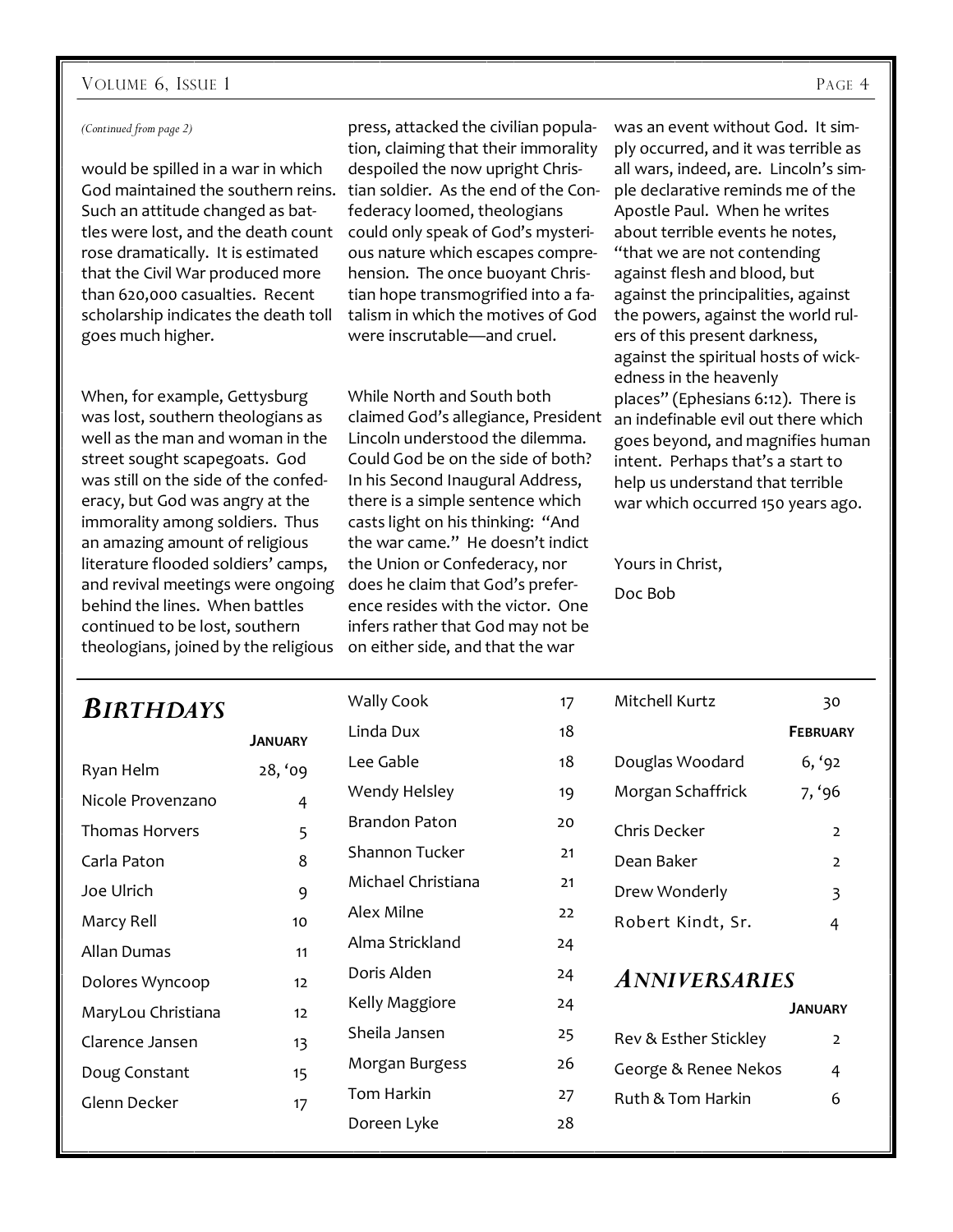*(Continued from page 2)*

would be spilled in a war in which God maintained the southern reins. Such an attitude changed as battles were lost, and the death count rose dramatically. It is estimated that the Civil War produced more than 620,000 casualties. Recent scholarship indicates the death toll goes much higher.

When, for example, Gettysburg was lost, southern theologians as well as the man and woman in the street sought scapegoats. God was still on the side of the confederacy, but God was angry at the immorality among soldiers. Thus an amazing amount of religious literature flooded soldiers' camps, and revival meetings were ongoing behind the lines. When battles continued to be lost, southern theologians, joined by the religious press, attacked the civilian population, claiming that their immorality despoiled the now upright Christian soldier. As the end of the Confederacy loomed, theologians could only speak of God's mysterious nature which escapes comprehension. The once buoyant Christian hope transmogrified into a fatalism in which the motives of God were inscrutable—and cruel.

While North and South both claimed God's allegiance, President Lincoln understood the dilemma. Could God be on the side of both? In his Second Inaugural Address, there is a simple sentence which casts light on his thinking: "And the war came." He doesn't indict the Union or Confederacy, nor does he claim that God's preference resides with the victor. One infers rather that God may not be on either side, and that the war was an event without God. It simply occurred, and it was terrible as all wars, indeed, are. Lincoln's simple declarative reminds me of the Apostle Paul. When he writes about terrible events he notes, "that we are not contending against flesh and blood, but against the principalities, against the powers, against the world rulers of this present darkness, against the spiritual hosts of wickedness in the heavenly places" (Ephesians 6:12). There is an indefinable evil out there which goes beyond, and magnifies human intent. Perhaps that's a start to help us understand that terrible war which occurred 150 years ago.

Yours in Christ,

Doc Bob

## *Birthdays*

| Name | January |
|---|---|
| Ryan Helm | 28, '09 |
| Nicole Provenzano | 4 |
| Thomas Horvers | 5 |
| Carla Paton | 8 |
| Joe Ulrich | 9 |
| Marcy Rell | 10 |
| Allan Dumas | 11 |
| Dolores Wyncoop | 12 |
| MaryLou Christiana | 12 |
| Clarence Jansen | 13 |
| Doug Constant | 15 |
| Glenn Decker | 17 |
| Wally Cook | 17 |
| Linda Dux | 18 |
| Lee Gable | 18 |
| Wendy Helsley | 19 |
| Brandon Paton | 20 |
| Shannon Tucker | 21 |
| Michael Christiana | 21 |
| Alex Milne | 22 |
| Alma Strickland | 24 |
| Doris Alden | 24 |
| Kelly Maggiore | 24 |
| Sheila Jansen | 25 |
| Morgan Burgess | 26 |
| Tom Harkin | 27 |
| Doreen Lyke | 28 |
| Mitchell Kurtz | 30 |

| Name | February |
|---|---|
| Douglas Woodard | 6, '92 |
| Morgan Schaffrick | 7, '96 |
| Chris Decker | 2 |
| Dean Baker | 2 |
| Drew Wonderly | 3 |
| Robert Kindt, Sr. | 4 |

## *Anniversaries*

| Names | January |
|---|---|
| Rev & Esther Stickley | 2 |
| George & Renee Nekos | 4 |
| Ruth & Tom Harkin | 6 |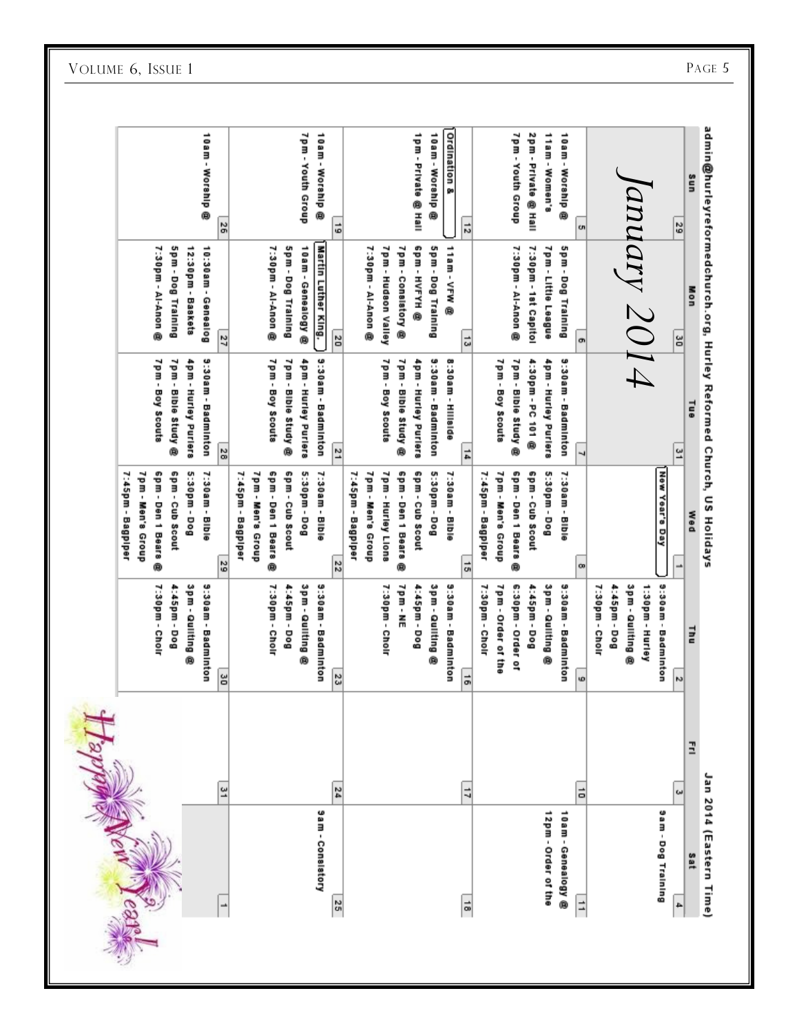admin@hurleyreformedchurch.org, Hurley Reformed Church, US Holidays

Jan 2014 (Eastern Time)

# January 2014

| Sun | Mon | Tue | Wed | Thu | Fri | Sat |
|---|---|---|---|---|---|---|
| 29 | 30 | 31 | 1<br>New Year's Day | 2<br>9:30am - Badminton<br>1:30pm - Hurley<br>3pm - Quilting @<br>4:45pm - Dog<br>7:30pm - Choir | 3 | 4<br>9am - Dog Training |
| 5<br>10am - Worship @<br>11am - Women's<br>2pm - Private @ Hall<br>7pm - Youth Group | 6<br>5pm - Dog Training<br>7pm - Little League<br>7:30pm - 1st Capitol<br>7:30pm - Al-Anon @ | 7<br>9:30am - Badminton<br>4pm - Hurley Purlers<br>4:30pm - PC 101 @<br>7pm - Bible Study @<br>7pm - Boy Scouts | 8<br>7:30am - Bible<br>5:30pm - Dog<br>6pm - Cub Scout<br>6pm - Den 1 Bears @<br>7pm - Men's Group<br>7:45pm - Bagpiper | 9<br>9:30am - Badminton<br>3pm - Quilting @<br>4:45pm - Dog<br>6:30pm - Order of<br>7pm - Order of the<br>7:30pm - Choir | 10 | 11<br>10am - Genealogy @<br>12pm - Order of the |
| 12<br>Ordination &<br>10am - Worship @<br>1pm - Private @ Hall | 13<br>11am - VFW @<br>5pm - Dog Training<br>6pm - HVFYH @<br>7pm - Consistory @<br>7pm - Hudson Valley<br>7:30pm - Al-Anon @ | 14<br>8:30am - Hillside<br>9:30am - Badminton<br>4pm - Hurley Purlers<br>7pm - Bible Study @<br>7pm - Boy Scouts | 15<br>7:30am - Bible<br>5:30pm - Dog<br>6pm - Cub Scout<br>6pm - Den 1 Bears @<br>7pm - Hurley Lions<br>7pm - Men's Group<br>7:45pm - Bagpiper | 16<br>9:30am - Badminton<br>3pm - Quilting @<br>4:45pm - Dog<br>7pm - NE<br>7:30pm - Choir | 17 | 18 |
| 19<br>10am - Worship @<br>7pm - Youth Group | 20<br>Martin Luther King,<br>10am - Genealogy @<br>5pm - Dog Training<br>7:30pm - Al-Anon @ | 21<br>9:30am - Badminton<br>4pm - Hurley Purlers<br>7pm - Bible Study @<br>7pm - Boy Scouts | 22<br>7:30am - Bible<br>5:30pm - Dog<br>6pm - Cub Scout<br>6pm - Den 1 Bears @<br>7pm - Men's Group<br>7:45pm - Bagpiper | 23<br>9:30am - Badminton<br>3pm - Quilting @<br>4:45pm - Dog<br>7:30pm - Choir | 24 | 25<br>9am - Consistory |
| 26<br>10am - Worship @ | 27<br>10:30am - Genealog<br>12:30pm - Baskets<br>5pm - Dog Training<br>7:30pm - Al-Anon @ | 28<br>9:30am - Badminton<br>4pm - Hurley Purlers<br>7pm - Bible Study @<br>7pm - Boy Scouts | 29<br>7:30am - Bible<br>5:30pm - Dog<br>6pm - Cub Scout<br>6pm - Den 1 Bears @<br>7pm - Men's Group<br>7:45pm - Bagpiper | 30<br>9:30am - Badminton<br>3pm - Quilting @<br>4:45pm - Dog<br>7:30pm - Choir | 31 | 1 |

Happy New Year!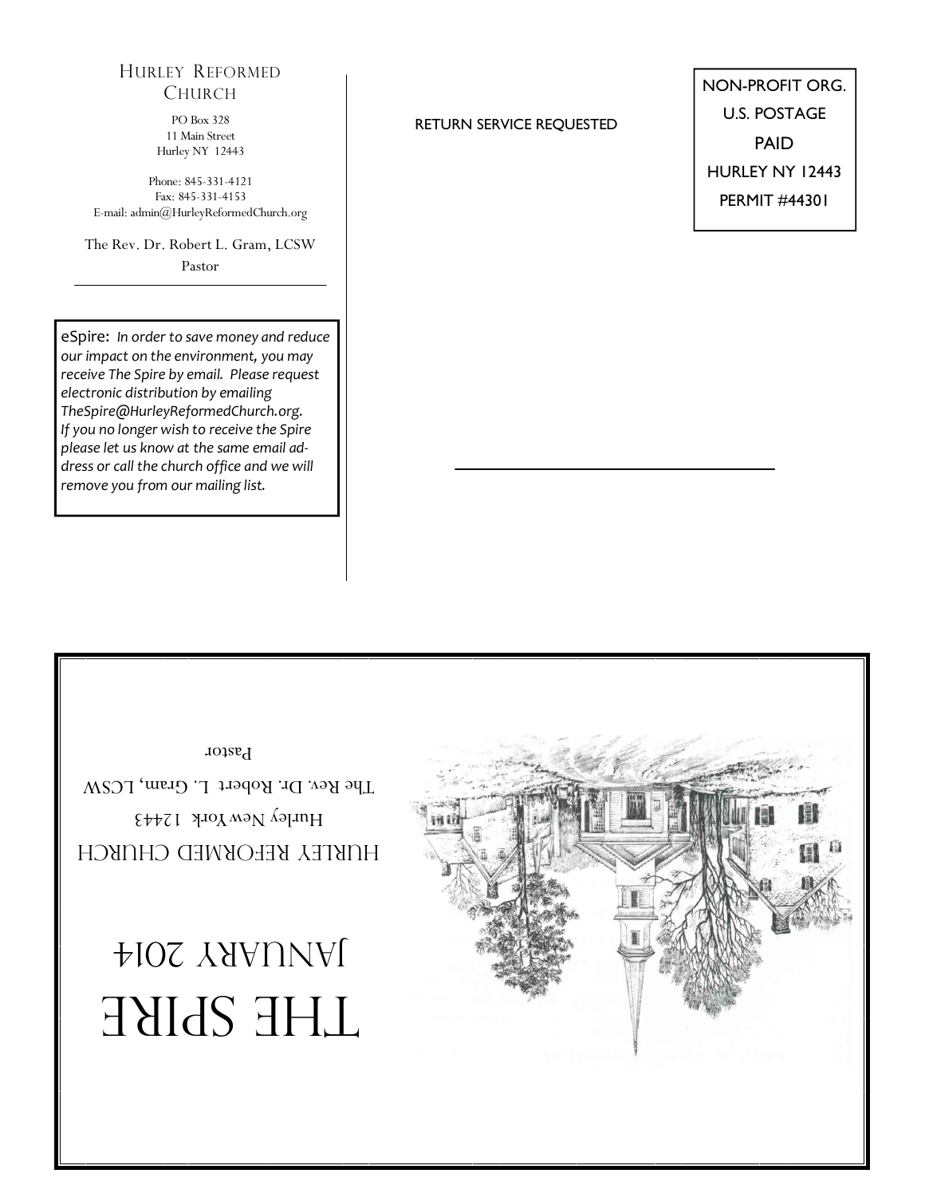HURLEY REFORMED CHURCH

PO Box 328
11 Main Street
Hurley NY 12443

Phone: 845-331-4121
Fax: 845-331-4153
E-mail: admin@HurleyReformedChurch.org

The Rev. Dr. Robert L. Gram, LCSW
Pastor

eSpire: *In order to save money and reduce our impact on the environment, you may receive The Spire by email. Please request electronic distribution by emailing TheSpire@HurleyReformedChurch.org. If you no longer wish to receive the Spire please let us know at the same email address or call the church office and we will remove you from our mailing list.*

RETURN SERVICE REQUESTED

NON-PROFIT ORG.
U.S. POSTAGE
PAID
HURLEY NY 12443
PERMIT #44301

# THE SPIRE

## JANUARY 2014

HURLEY REFORMED CHURCH
Hurley New York 12443
The Rev. Dr. Robert L. Gram, LCSW
Pastor